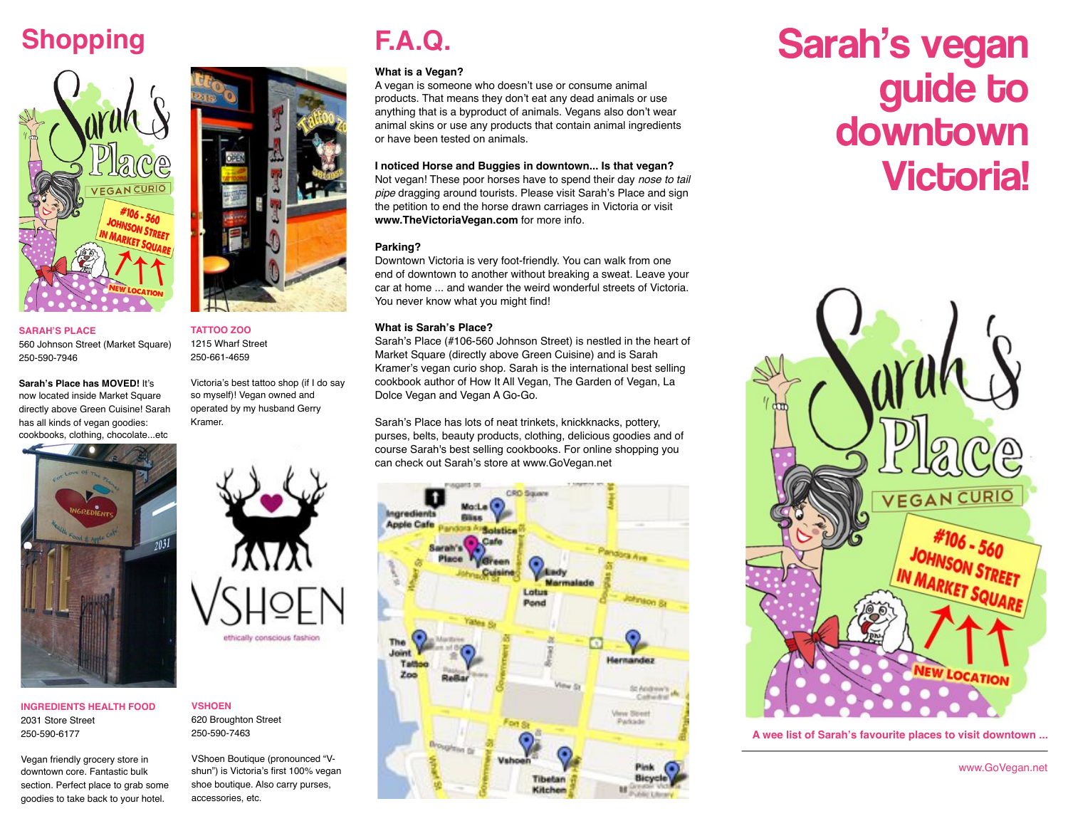# Shopping

**SARAH'S PLACE**
560 Johnson Street (Market Square)
250-590-7946

**Sarah's Place has MOVED!** It's now located inside Market Square directly above Green Cuisine! Sarah has all kinds of vegan goodies: cookbooks, clothing, chocolate...etc

**TATTOO ZOO**
1215 Wharf Street
250-661-4659

Victoria's best tattoo shop (if I do say so myself)! Vegan owned and operated by my husband Gerry Kramer.

**INGREDIENTS HEALTH FOOD**
2031 Store Street
250-590-6177

Vegan friendly grocery store in downtown core. Fantastic bulk section. Perfect place to grab some goodies to take back to your hotel.

**VSHOEN**
620 Broughton Street
250-590-7463

VShoen Boutique (pronounced "V-shun") is Victoria's first 100% vegan shoe boutique. Also carry purses, accessories, etc.

# F.A.Q.

**What is a Vegan?**
A vegan is someone who doesn't use or consume animal products. That means they don't eat any dead animals or use anything that is a byproduct of animals. Vegans also don't wear animal skins or use any products that contain animal ingredients or have been tested on animals.

**I noticed Horse and Buggies in downtown... Is that vegan?**
Not vegan! These poor horses have to spend their day *nose to tail pipe* dragging around tourists. Please visit Sarah's Place and sign the petition to end the horse drawn carriages in Victoria or visit **www.TheVictoriaVegan.com** for more info.

**Parking?**
Downtown Victoria is very foot-friendly. You can walk from one end of downtown to another without breaking a sweat. Leave your car at home ... and wander the weird wonderful streets of Victoria. You never know what you might find!

**What is Sarah's Place?**
Sarah's Place (#106-560 Johnson Street) is nestled in the heart of Market Square (directly above Green Cuisine) and is Sarah Kramer's vegan curio shop. Sarah is the international best selling cookbook author of How It All Vegan, The Garden of Vegan, La Dolce Vegan and Vegan A Go-Go.

Sarah's Place has lots of neat trinkets, knickknacks, pottery, purses, belts, beauty products, clothing, delicious goodies and of course Sarah's best selling cookbooks. For online shopping you can check out Sarah's store at www.GoVegan.net

# Sarah's vegan guide to downtown Victoria!

A wee list of Sarah's favourite places to visit downtown ...

www.GoVegan.net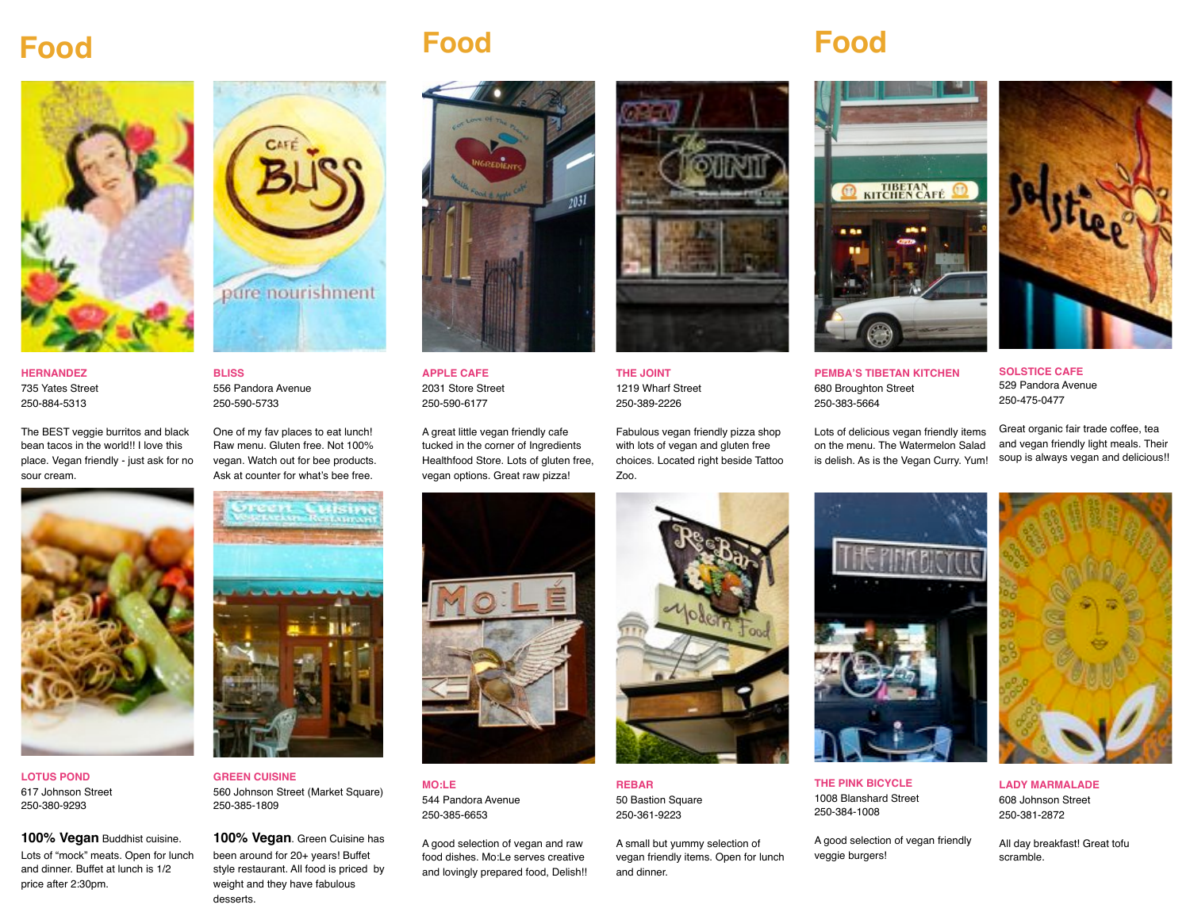# Food

### HERNANDEZ
735 Yates Street
250-884-5313

The BEST veggie burritos and black bean tacos in the world!! I love this place. Vegan friendly - just ask for no sour cream.

### BLISS
556 Pandora Avenue
250-590-5733

One of my fav places to eat lunch! Raw menu. Gluten free. Not 100% vegan. Watch out for bee products. Ask at counter for what's bee free.

### LOTUS POND
617 Johnson Street
250-380-9293

**100% Vegan** Buddhist cuisine. Lots of "mock" meats. Open for lunch and dinner. Buffet at lunch is 1/2 price after 2:30pm.

### GREEN CUISINE
560 Johnson Street (Market Square)
250-385-1809

**100% Vegan**. Green Cuisine has been around for 20+ years! Buffet style restaurant. All food is priced by weight and they have fabulous desserts.

# Food

### APPLE CAFE
2031 Store Street
250-590-6177

A great little vegan friendly cafe tucked in the corner of Ingredients Healthfood Store. Lots of gluten free, vegan options. Great raw pizza!

### THE JOINT
1219 Wharf Street
250-389-2226

Fabulous vegan friendly pizza shop with lots of vegan and gluten free choices. Located right beside Tattoo Zoo.

### MO:LE
544 Pandora Avenue
250-385-6653

A good selection of vegan and raw food dishes. Mo:Le serves creative and lovingly prepared food, Delish!!

### REBAR
50 Bastion Square
250-361-9223

A small but yummy selection of vegan friendly items. Open for lunch and dinner.

# Food

### PEMBA'S TIBETAN KITCHEN
680 Broughton Street
250-383-5664

Lots of delicious vegan friendly items on the menu. The Watermelon Salad is delish. As is the Vegan Curry. Yum!

### SOLSTICE CAFE
529 Pandora Avenue
250-475-0477

Great organic fair trade coffee, tea and vegan friendly light meals. Their soup is always vegan and delicious!!

### THE PINK BICYCLE
1008 Blanshard Street
250-384-1008

A good selection of vegan friendly veggie burgers!

### LADY MARMALADE
608 Johnson Street
250-381-2872

All day breakfast! Great tofu scramble.